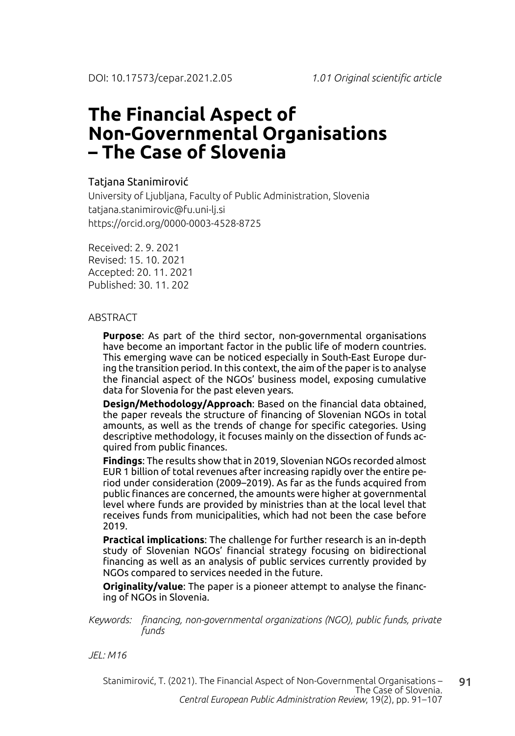DOI: 10.17573/cepar.2021.2.05 *1.01 Original scientific article*

# The Financial Aspect of Non-Governmental Organisations – The Case of Slovenia

Tatjana Stanimirović

University of Ljubljana, Faculty of Public Administration, Slovenia
tatjana.stanimirovic@fu.uni-lj.si
https://orcid.org/0000-0003-4528-8725

Received: 2. 9. 2021
Revised: 15. 10. 2021
Accepted: 20. 11. 2021
Published: 30. 11. 202

## ABSTRACT

**Purpose**: As part of the third sector, non-governmental organisations have become an important factor in the public life of modern countries. This emerging wave can be noticed especially in South-East Europe during the transition period. In this context, the aim of the paper is to analyse the financial aspect of the NGOs' business model, exposing cumulative data for Slovenia for the past eleven years.

**Design/Methodology/Approach**: Based on the financial data obtained, the paper reveals the structure of financing of Slovenian NGOs in total amounts, as well as the trends of change for specific categories. Using descriptive methodology, it focuses mainly on the dissection of funds acquired from public finances.

**Findings**: The results show that in 2019, Slovenian NGOs recorded almost EUR 1 billion of total revenues after increasing rapidly over the entire period under consideration (2009–2019). As far as the funds acquired from public finances are concerned, the amounts were higher at governmental level where funds are provided by ministries than at the local level that receives funds from municipalities, which had not been the case before 2019.

**Practical implications**: The challenge for further research is an in-depth study of Slovenian NGOs' financial strategy focusing on bidirectional financing as well as an analysis of public services currently provided by NGOs compared to services needed in the future.

**Originality/value**: The paper is a pioneer attempt to analyse the financing of NGOs in Slovenia.

*Keywords: financing, non-governmental organizations (NGO), public funds, private funds*

*JEL: M16*

Stanimirović, T. (2021). The Financial Aspect of Non-Governmental Organisations – The Case of Slovenia. *Central European Public Administration Review*, 19(2), pp. 91–107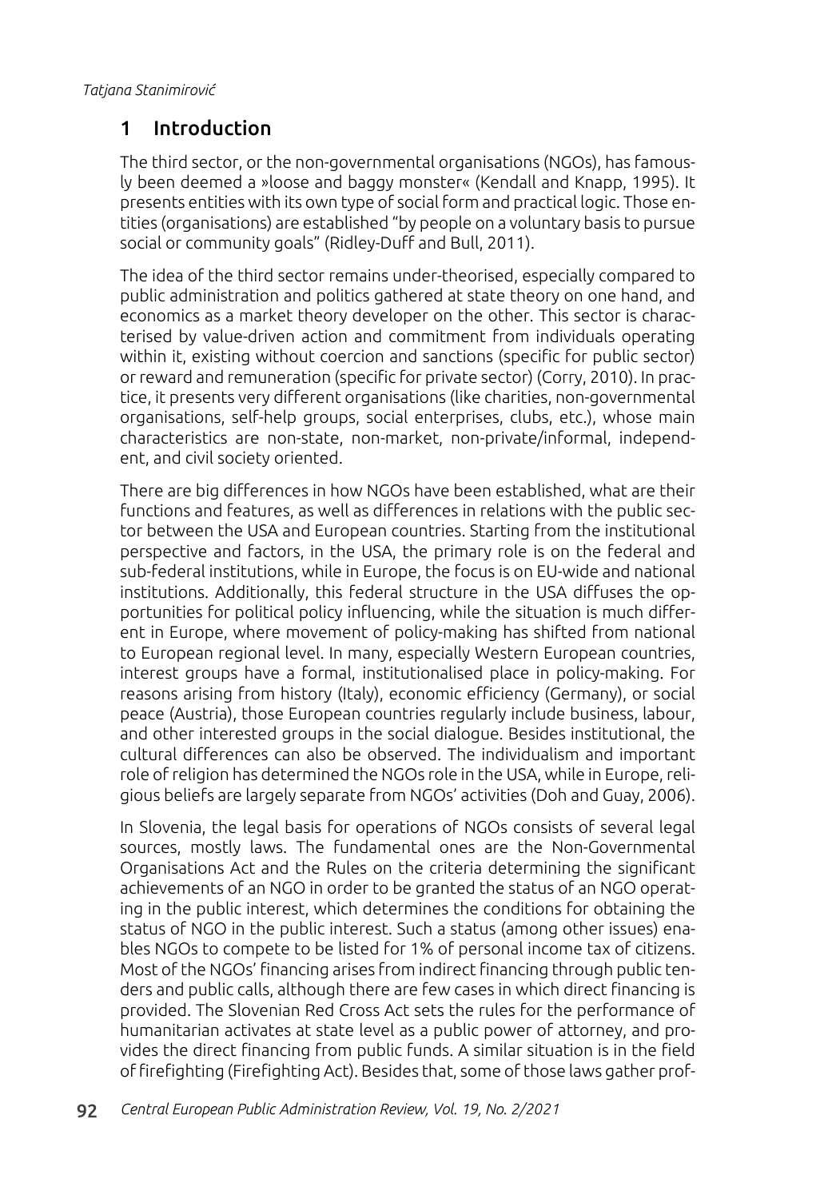## 1 Introduction

The third sector, or the non-governmental organisations (NGOs), has famously been deemed a »loose and baggy monster« (Kendall and Knapp, 1995). It presents entities with its own type of social form and practical logic. Those entities (organisations) are established "by people on a voluntary basis to pursue social or community goals" (Ridley-Duff and Bull, 2011).

The idea of the third sector remains under-theorised, especially compared to public administration and politics gathered at state theory on one hand, and economics as a market theory developer on the other. This sector is characterised by value-driven action and commitment from individuals operating within it, existing without coercion and sanctions (specific for public sector) or reward and remuneration (specific for private sector) (Corry, 2010). In practice, it presents very different organisations (like charities, non-governmental organisations, self-help groups, social enterprises, clubs, etc.), whose main characteristics are non-state, non-market, non-private/informal, independent, and civil society oriented.

There are big differences in how NGOs have been established, what are their functions and features, as well as differences in relations with the public sector between the USA and European countries. Starting from the institutional perspective and factors, in the USA, the primary role is on the federal and sub-federal institutions, while in Europe, the focus is on EU-wide and national institutions. Additionally, this federal structure in the USA diffuses the opportunities for political policy influencing, while the situation is much different in Europe, where movement of policy-making has shifted from national to European regional level. In many, especially Western European countries, interest groups have a formal, institutionalised place in policy-making. For reasons arising from history (Italy), economic efficiency (Germany), or social peace (Austria), those European countries regularly include business, labour, and other interested groups in the social dialogue. Besides institutional, the cultural differences can also be observed. The individualism and important role of religion has determined the NGOs role in the USA, while in Europe, religious beliefs are largely separate from NGOs' activities (Doh and Guay, 2006).

In Slovenia, the legal basis for operations of NGOs consists of several legal sources, mostly laws. The fundamental ones are the Non-Governmental Organisations Act and the Rules on the criteria determining the significant achievements of an NGO in order to be granted the status of an NGO operating in the public interest, which determines the conditions for obtaining the status of NGO in the public interest. Such a status (among other issues) enables NGOs to compete to be listed for 1% of personal income tax of citizens. Most of the NGOs' financing arises from indirect financing through public tenders and public calls, although there are few cases in which direct financing is provided. The Slovenian Red Cross Act sets the rules for the performance of humanitarian activates at state level as a public power of attorney, and provides the direct financing from public funds. A similar situation is in the field of firefighting (Firefighting Act). Besides that, some of those laws gather prof-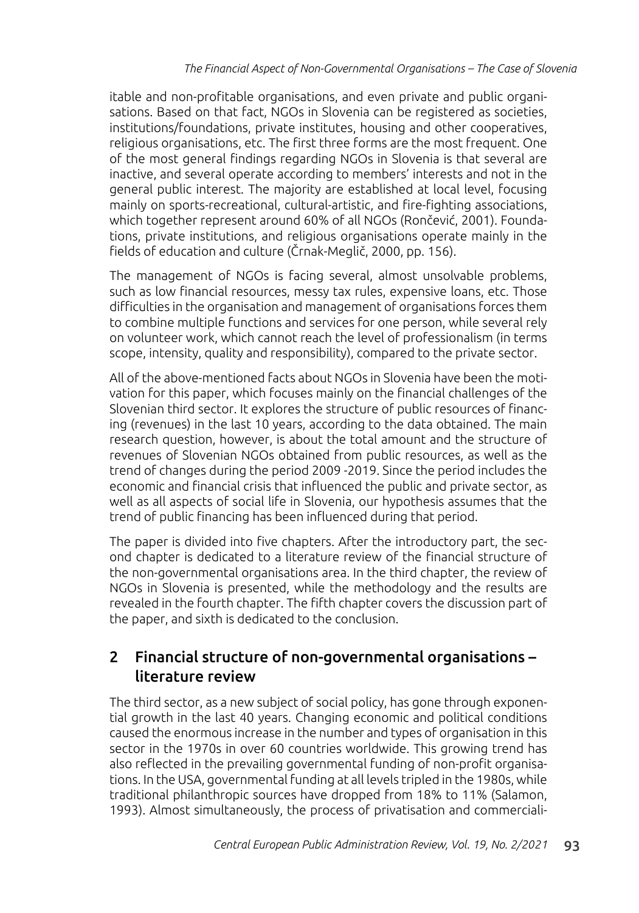itable and non-profitable organisations, and even private and public organisations. Based on that fact, NGOs in Slovenia can be registered as societies, institutions/foundations, private institutes, housing and other cooperatives, religious organisations, etc. The first three forms are the most frequent. One of the most general findings regarding NGOs in Slovenia is that several are inactive, and several operate according to members' interests and not in the general public interest. The majority are established at local level, focusing mainly on sports-recreational, cultural-artistic, and fire-fighting associations, which together represent around 60% of all NGOs (Rončević, 2001). Foundations, private institutions, and religious organisations operate mainly in the fields of education and culture (Črnak-Meglič, 2000, pp. 156).

The management of NGOs is facing several, almost unsolvable problems, such as low financial resources, messy tax rules, expensive loans, etc. Those difficulties in the organisation and management of organisations forces them to combine multiple functions and services for one person, while several rely on volunteer work, which cannot reach the level of professionalism (in terms scope, intensity, quality and responsibility), compared to the private sector.

All of the above-mentioned facts about NGOs in Slovenia have been the motivation for this paper, which focuses mainly on the financial challenges of the Slovenian third sector. It explores the structure of public resources of financing (revenues) in the last 10 years, according to the data obtained. The main research question, however, is about the total amount and the structure of revenues of Slovenian NGOs obtained from public resources, as well as the trend of changes during the period 2009 -2019. Since the period includes the economic and financial crisis that influenced the public and private sector, as well as all aspects of social life in Slovenia, our hypothesis assumes that the trend of public financing has been influenced during that period.

The paper is divided into five chapters. After the introductory part, the second chapter is dedicated to a literature review of the financial structure of the non-governmental organisations area. In the third chapter, the review of NGOs in Slovenia is presented, while the methodology and the results are revealed in the fourth chapter. The fifth chapter covers the discussion part of the paper, and sixth is dedicated to the conclusion.

## 2 Financial structure of non-governmental organisations – literature review

The third sector, as a new subject of social policy, has gone through exponential growth in the last 40 years. Changing economic and political conditions caused the enormous increase in the number and types of organisation in this sector in the 1970s in over 60 countries worldwide. This growing trend has also reflected in the prevailing governmental funding of non-profit organisations. In the USA, governmental funding at all levels tripled in the 1980s, while traditional philanthropic sources have dropped from 18% to 11% (Salamon, 1993). Almost simultaneously, the process of privatisation and commerciali-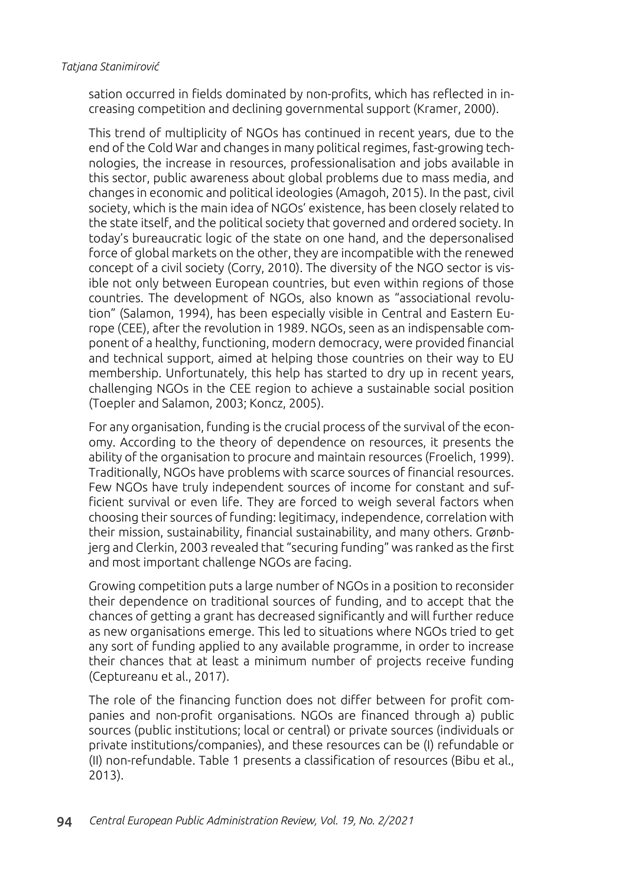sation occurred in fields dominated by non-profits, which has reflected in increasing competition and declining governmental support (Kramer, 2000).

This trend of multiplicity of NGOs has continued in recent years, due to the end of the Cold War and changes in many political regimes, fast-growing technologies, the increase in resources, professionalisation and jobs available in this sector, public awareness about global problems due to mass media, and changes in economic and political ideologies (Amagoh, 2015). In the past, civil society, which is the main idea of NGOs' existence, has been closely related to the state itself, and the political society that governed and ordered society. In today's bureaucratic logic of the state on one hand, and the depersonalised force of global markets on the other, they are incompatible with the renewed concept of a civil society (Corry, 2010). The diversity of the NGO sector is visible not only between European countries, but even within regions of those countries. The development of NGOs, also known as "associational revolution" (Salamon, 1994), has been especially visible in Central and Eastern Europe (CEE), after the revolution in 1989. NGOs, seen as an indispensable component of a healthy, functioning, modern democracy, were provided financial and technical support, aimed at helping those countries on their way to EU membership. Unfortunately, this help has started to dry up in recent years, challenging NGOs in the CEE region to achieve a sustainable social position (Toepler and Salamon, 2003; Koncz, 2005).

For any organisation, funding is the crucial process of the survival of the economy. According to the theory of dependence on resources, it presents the ability of the organisation to procure and maintain resources (Froelich, 1999). Traditionally, NGOs have problems with scarce sources of financial resources. Few NGOs have truly independent sources of income for constant and sufficient survival or even life. They are forced to weigh several factors when choosing their sources of funding: legitimacy, independence, correlation with their mission, sustainability, financial sustainability, and many others. Grønbjerg and Clerkin, 2003 revealed that "securing funding" was ranked as the first and most important challenge NGOs are facing.

Growing competition puts a large number of NGOs in a position to reconsider their dependence on traditional sources of funding, and to accept that the chances of getting a grant has decreased significantly and will further reduce as new organisations emerge. This led to situations where NGOs tried to get any sort of funding applied to any available programme, in order to increase their chances that at least a minimum number of projects receive funding (Ceptureanu et al., 2017).

The role of the financing function does not differ between for profit companies and non-profit organisations. NGOs are financed through a) public sources (public institutions; local or central) or private sources (individuals or private institutions/companies), and these resources can be (I) refundable or (II) non-refundable. Table 1 presents a classification of resources (Bibu et al., 2013).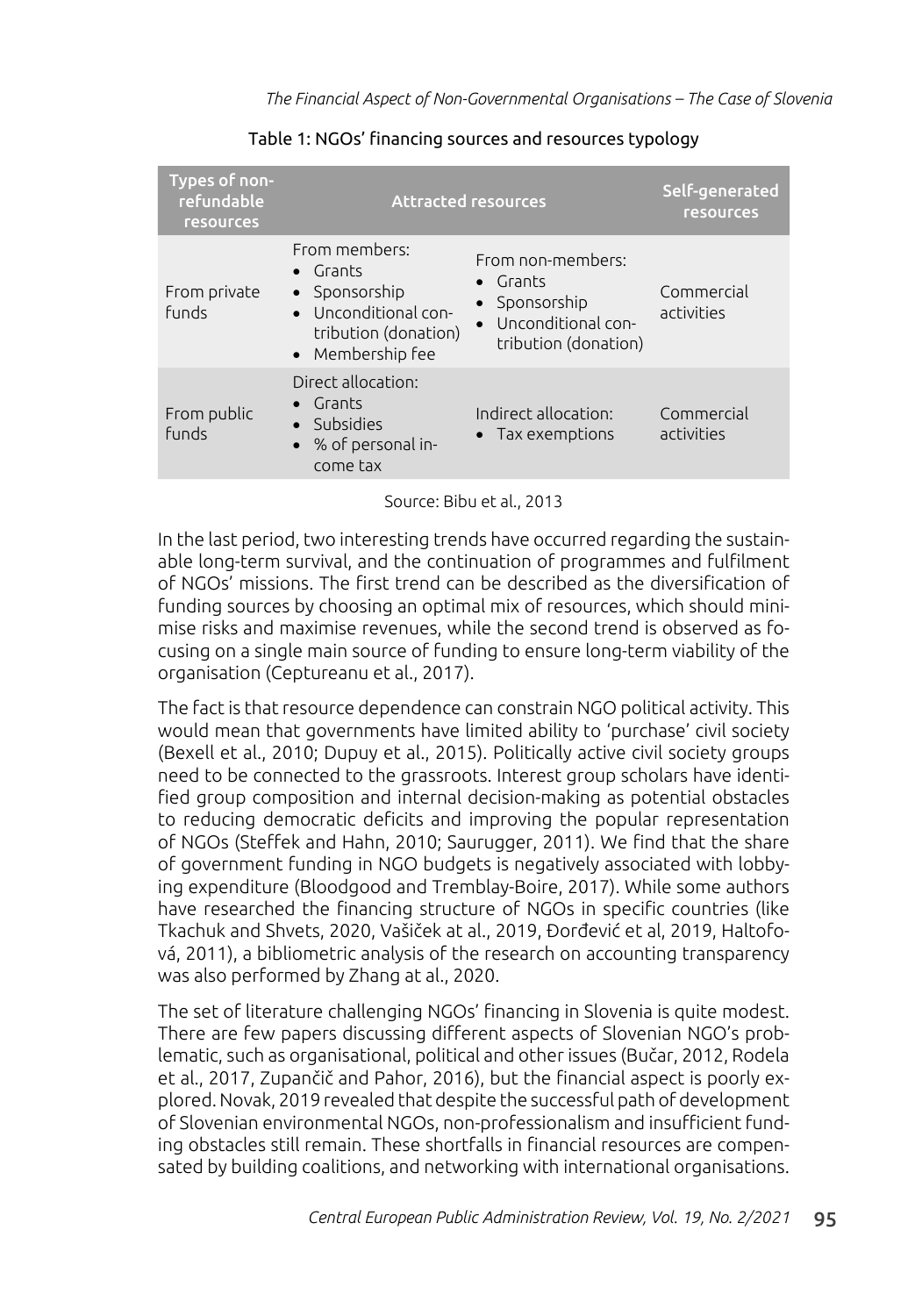Table 1: NGOs' financing sources and resources typology

| Types of non-refundable resources | Attracted resources | | Self-generated resources |
|---|---|---|---|
| From private funds | From members: • Grants • Sponsorship • Unconditional contribution (donation) • Membership fee | From non-members: • Grants • Sponsorship • Unconditional contribution (donation) | Commercial activities |
| From public funds | Direct allocation: • Grants • Subsidies • % of personal income tax | Indirect allocation: • Tax exemptions | Commercial activities |

Source: Bibu et al., 2013

In the last period, two interesting trends have occurred regarding the sustainable long-term survival, and the continuation of programmes and fulfilment of NGOs' missions. The first trend can be described as the diversification of funding sources by choosing an optimal mix of resources, which should minimise risks and maximise revenues, while the second trend is observed as focusing on a single main source of funding to ensure long-term viability of the organisation (Ceptureanu et al., 2017).

The fact is that resource dependence can constrain NGO political activity. This would mean that governments have limited ability to 'purchase' civil society (Bexell et al., 2010; Dupuy et al., 2015). Politically active civil society groups need to be connected to the grassroots. Interest group scholars have identified group composition and internal decision-making as potential obstacles to reducing democratic deficits and improving the popular representation of NGOs (Steffek and Hahn, 2010; Saurugger, 2011). We find that the share of government funding in NGO budgets is negatively associated with lobbying expenditure (Bloodgood and Tremblay-Boire, 2017). While some authors have researched the financing structure of NGOs in specific countries (like Tkachuk and Shvets, 2020, Vašiček at al., 2019, Đorđević et al, 2019, Haltofová, 2011), a bibliometric analysis of the research on accounting transparency was also performed by Zhang at al., 2020.

The set of literature challenging NGOs' financing in Slovenia is quite modest. There are few papers discussing different aspects of Slovenian NGO's problematic, such as organisational, political and other issues (Bučar, 2012, Rodela et al., 2017, Zupančič and Pahor, 2016), but the financial aspect is poorly explored. Novak, 2019 revealed that despite the successful path of development of Slovenian environmental NGOs, non-professionalism and insufficient funding obstacles still remain. These shortfalls in financial resources are compensated by building coalitions, and networking with international organisations.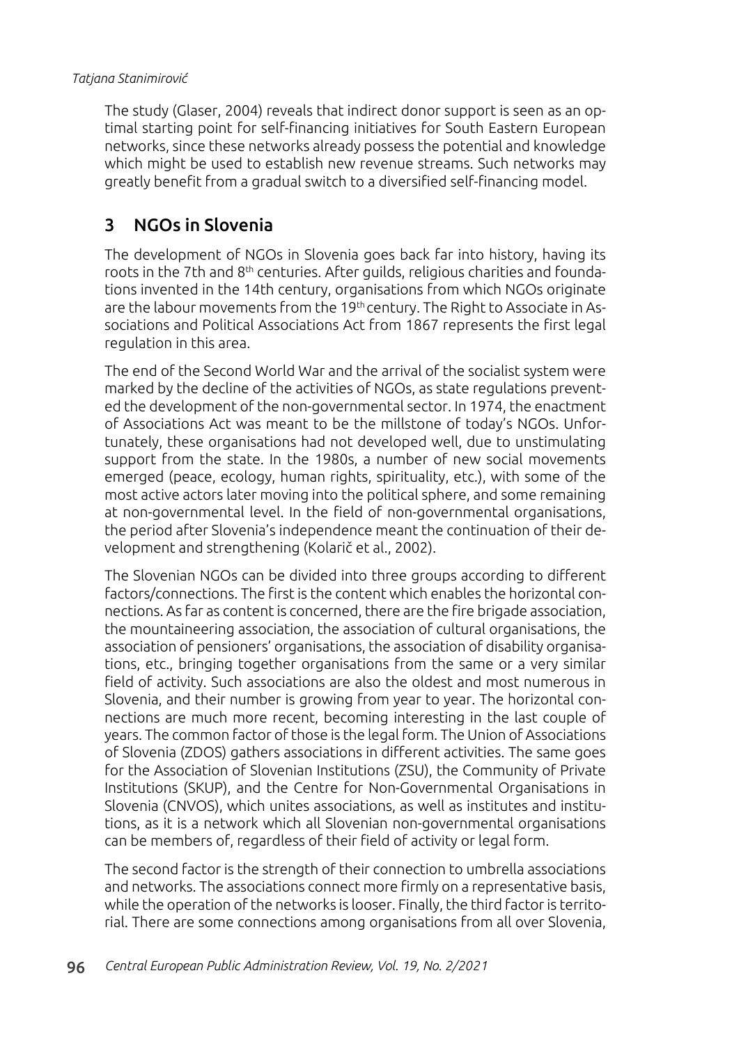The study (Glaser, 2004) reveals that indirect donor support is seen as an optimal starting point for self-financing initiatives for South Eastern European networks, since these networks already possess the potential and knowledge which might be used to establish new revenue streams. Such networks may greatly benefit from a gradual switch to a diversified self-financing model.

## 3 NGOs in Slovenia

The development of NGOs in Slovenia goes back far into history, having its roots in the 7th and 8th centuries. After guilds, religious charities and foundations invented in the 14th century, organisations from which NGOs originate are the labour movements from the 19th century. The Right to Associate in Associations and Political Associations Act from 1867 represents the first legal regulation in this area.

The end of the Second World War and the arrival of the socialist system were marked by the decline of the activities of NGOs, as state regulations prevented the development of the non-governmental sector. In 1974, the enactment of Associations Act was meant to be the millstone of today's NGOs. Unfortunately, these organisations had not developed well, due to unstimulating support from the state. In the 1980s, a number of new social movements emerged (peace, ecology, human rights, spirituality, etc.), with some of the most active actors later moving into the political sphere, and some remaining at non-governmental level. In the field of non-governmental organisations, the period after Slovenia's independence meant the continuation of their development and strengthening (Kolarič et al., 2002).

The Slovenian NGOs can be divided into three groups according to different factors/connections. The first is the content which enables the horizontal connections. As far as content is concerned, there are the fire brigade association, the mountaineering association, the association of cultural organisations, the association of pensioners' organisations, the association of disability organisations, etc., bringing together organisations from the same or a very similar field of activity. Such associations are also the oldest and most numerous in Slovenia, and their number is growing from year to year. The horizontal connections are much more recent, becoming interesting in the last couple of years. The common factor of those is the legal form. The Union of Associations of Slovenia (ZDOS) gathers associations in different activities. The same goes for the Association of Slovenian Institutions (ZSU), the Community of Private Institutions (SKUP), and the Centre for Non-Governmental Organisations in Slovenia (CNVOS), which unites associations, as well as institutes and institutions, as it is a network which all Slovenian non-governmental organisations can be members of, regardless of their field of activity or legal form.

The second factor is the strength of their connection to umbrella associations and networks. The associations connect more firmly on a representative basis, while the operation of the networks is looser. Finally, the third factor is territorial. There are some connections among organisations from all over Slovenia,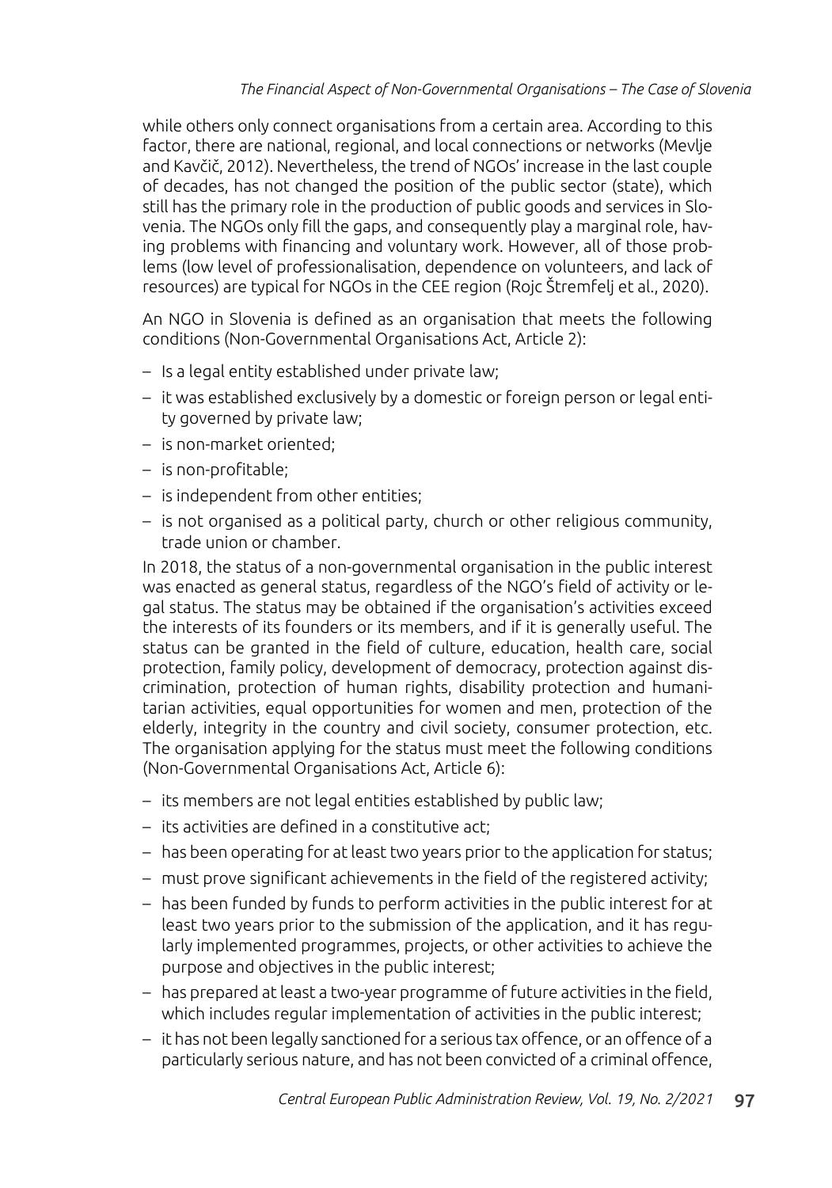while others only connect organisations from a certain area. According to this factor, there are national, regional, and local connections or networks (Mevlje and Kavčič, 2012). Nevertheless, the trend of NGOs' increase in the last couple of decades, has not changed the position of the public sector (state), which still has the primary role in the production of public goods and services in Slovenia. The NGOs only fill the gaps, and consequently play a marginal role, having problems with financing and voluntary work. However, all of those problems (low level of professionalisation, dependence on volunteers, and lack of resources) are typical for NGOs in the CEE region (Rojc Štremfelj et al., 2020).

An NGO in Slovenia is defined as an organisation that meets the following conditions (Non-Governmental Organisations Act, Article 2):

- Is a legal entity established under private law;
- it was established exclusively by a domestic or foreign person or legal entity governed by private law;
- is non-market oriented;
- is non-profitable;
- is independent from other entities;
- is not organised as a political party, church or other religious community, trade union or chamber.

In 2018, the status of a non-governmental organisation in the public interest was enacted as general status, regardless of the NGO's field of activity or legal status. The status may be obtained if the organisation's activities exceed the interests of its founders or its members, and if it is generally useful. The status can be granted in the field of culture, education, health care, social protection, family policy, development of democracy, protection against discrimination, protection of human rights, disability protection and humanitarian activities, equal opportunities for women and men, protection of the elderly, integrity in the country and civil society, consumer protection, etc. The organisation applying for the status must meet the following conditions (Non-Governmental Organisations Act, Article 6):

- its members are not legal entities established by public law;
- its activities are defined in a constitutive act;
- has been operating for at least two years prior to the application for status;
- must prove significant achievements in the field of the registered activity;
- has been funded by funds to perform activities in the public interest for at least two years prior to the submission of the application, and it has regularly implemented programmes, projects, or other activities to achieve the purpose and objectives in the public interest;
- has prepared at least a two-year programme of future activities in the field, which includes regular implementation of activities in the public interest;
- it has not been legally sanctioned for a serious tax offence, or an offence of a particularly serious nature, and has not been convicted of a criminal offence,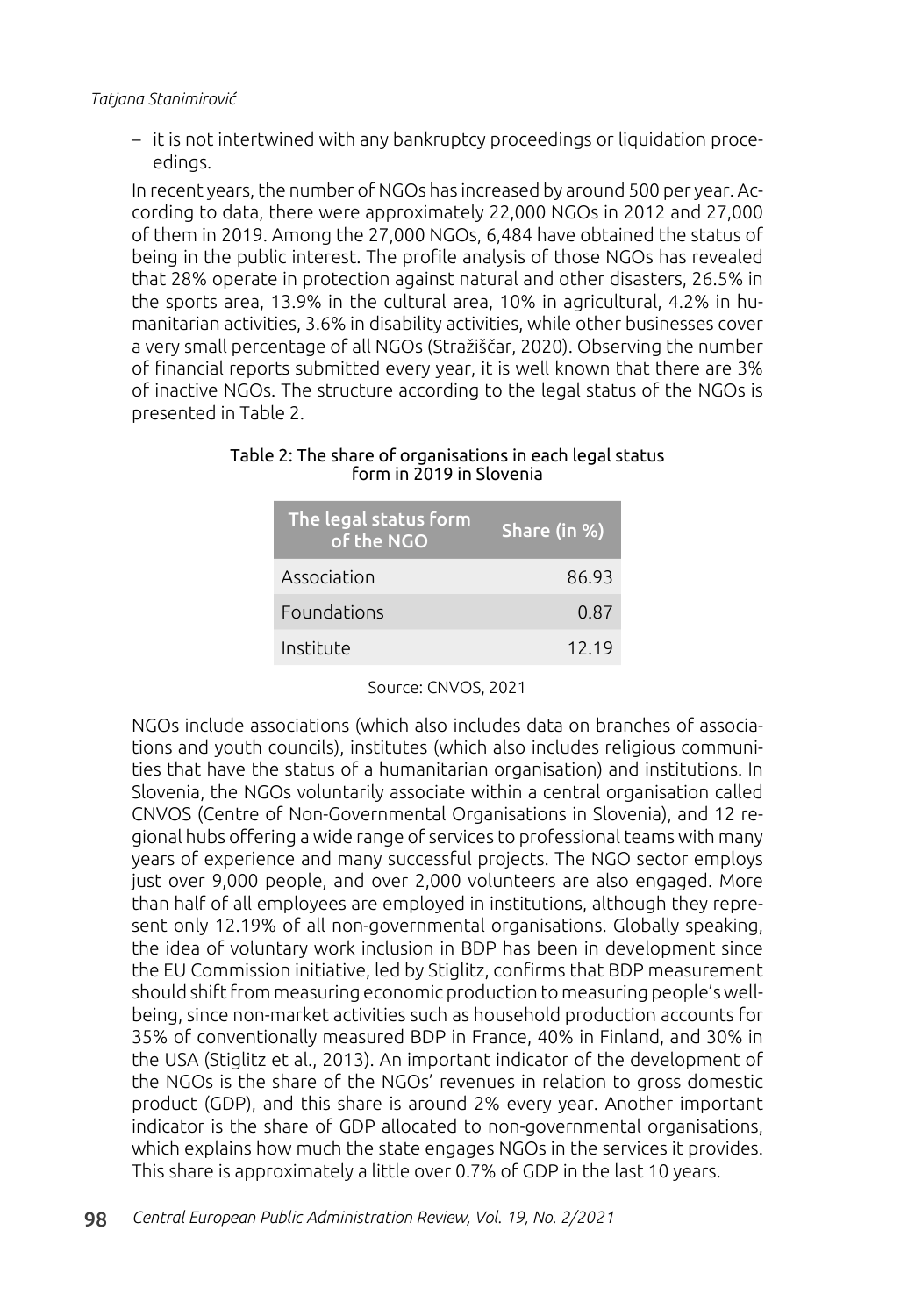– it is not intertwined with any bankruptcy proceedings or liquidation proceedings.

In recent years, the number of NGOs has increased by around 500 per year. According to data, there were approximately 22,000 NGOs in 2012 and 27,000 of them in 2019. Among the 27,000 NGOs, 6,484 have obtained the status of being in the public interest. The profile analysis of those NGOs has revealed that 28% operate in protection against natural and other disasters, 26.5% in the sports area, 13.9% in the cultural area, 10% in agricultural, 4.2% in humanitarian activities, 3.6% in disability activities, while other businesses cover a very small percentage of all NGOs (Stražiščar, 2020). Observing the number of financial reports submitted every year, it is well known that there are 3% of inactive NGOs. The structure according to the legal status of the NGOs is presented in Table 2.

Table 2: The share of organisations in each legal status form in 2019 in Slovenia

| The legal status form of the NGO | Share (in %) |
|---|---|
| Association | 86.93 |
| Foundations | 0.87 |
| Institute | 12.19 |

Source: CNVOS, 2021

NGOs include associations (which also includes data on branches of associations and youth councils), institutes (which also includes religious communities that have the status of a humanitarian organisation) and institutions. In Slovenia, the NGOs voluntarily associate within a central organisation called CNVOS (Centre of Non-Governmental Organisations in Slovenia), and 12 regional hubs offering a wide range of services to professional teams with many years of experience and many successful projects. The NGO sector employs just over 9,000 people, and over 2,000 volunteers are also engaged. More than half of all employees are employed in institutions, although they represent only 12.19% of all non-governmental organisations. Globally speaking, the idea of voluntary work inclusion in BDP has been in development since the EU Commission initiative, led by Stiglitz, confirms that BDP measurement should shift from measuring economic production to measuring people's well-being, since non-market activities such as household production accounts for 35% of conventionally measured BDP in France, 40% in Finland, and 30% in the USA (Stiglitz et al., 2013). An important indicator of the development of the NGOs is the share of the NGOs' revenues in relation to gross domestic product (GDP), and this share is around 2% every year. Another important indicator is the share of GDP allocated to non-governmental organisations, which explains how much the state engages NGOs in the services it provides. This share is approximately a little over 0.7% of GDP in the last 10 years.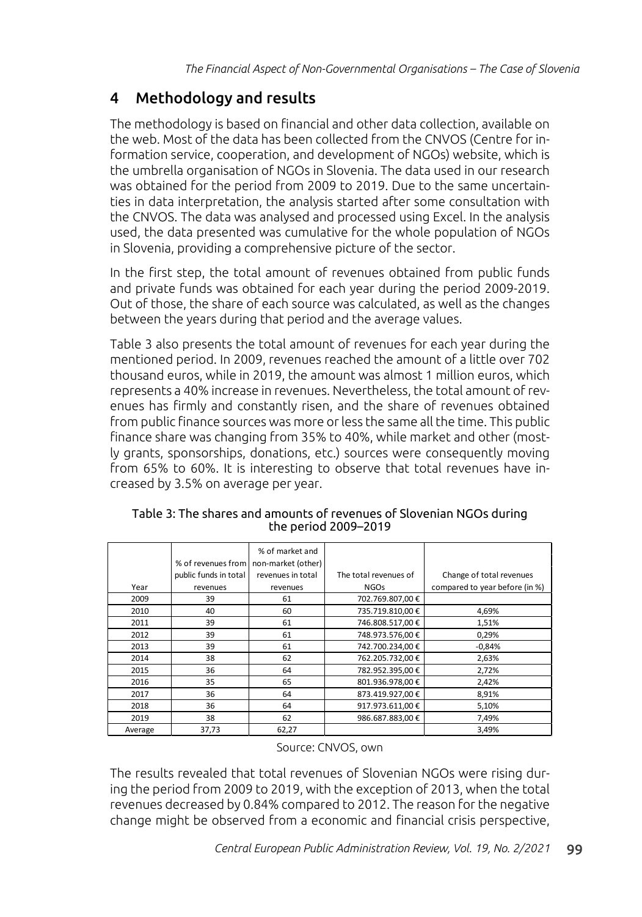## 4 Methodology and results

The methodology is based on financial and other data collection, available on the web. Most of the data has been collected from the CNVOS (Centre for information service, cooperation, and development of NGOs) website, which is the umbrella organisation of NGOs in Slovenia. The data used in our research was obtained for the period from 2009 to 2019. Due to the same uncertainties in data interpretation, the analysis started after some consultation with the CNVOS. The data was analysed and processed using Excel. In the analysis used, the data presented was cumulative for the whole population of NGOs in Slovenia, providing a comprehensive picture of the sector.

In the first step, the total amount of revenues obtained from public funds and private funds was obtained for each year during the period 2009-2019. Out of those, the share of each source was calculated, as well as the changes between the years during that period and the average values.

Table 3 also presents the total amount of revenues for each year during the mentioned period. In 2009, revenues reached the amount of a little over 702 thousand euros, while in 2019, the amount was almost 1 million euros, which represents a 40% increase in revenues. Nevertheless, the total amount of revenues has firmly and constantly risen, and the share of revenues obtained from public finance sources was more or less the same all the time. This public finance share was changing from 35% to 40%, while market and other (mostly grants, sponsorships, donations, etc.) sources were consequently moving from 65% to 60%. It is interesting to observe that total revenues have increased by 3.5% on average per year.

Table 3: The shares and amounts of revenues of Slovenian NGOs during the period 2009–2019

| Year | % of revenues from public funds in total revenues | % of market and non-market (other) revenues in total revenues | The total revenues of NGOs | Change of total revenues compared to year before (in %) |
|---|---|---|---|---|
| 2009 | 39 | 61 | 702.769.807,00 € | |
| 2010 | 40 | 60 | 735.719.810,00 € | 4,69% |
| 2011 | 39 | 61 | 746.808.517,00 € | 1,51% |
| 2012 | 39 | 61 | 748.973.576,00 € | 0,29% |
| 2013 | 39 | 61 | 742.700.234,00 € | -0,84% |
| 2014 | 38 | 62 | 762.205.732,00 € | 2,63% |
| 2015 | 36 | 64 | 782.952.395,00 € | 2,72% |
| 2016 | 35 | 65 | 801.936.978,00 € | 2,42% |
| 2017 | 36 | 64 | 873.419.927,00 € | 8,91% |
| 2018 | 36 | 64 | 917.973.611,00 € | 5,10% |
| 2019 | 38 | 62 | 986.687.883,00 € | 7,49% |
| Average | 37,73 | 62,27 | | 3,49% |

Source: CNVOS, own

The results revealed that total revenues of Slovenian NGOs were rising during the period from 2009 to 2019, with the exception of 2013, when the total revenues decreased by 0.84% compared to 2012. The reason for the negative change might be observed from a economic and financial crisis perspective,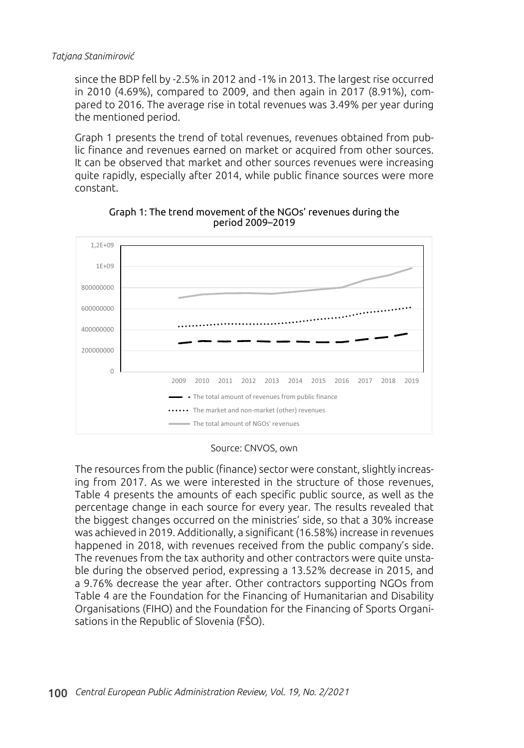since the BDP fell by -2.5% in 2012 and -1% in 2013. The largest rise occurred in 2010 (4.69%), compared to 2009, and then again in 2017 (8.91%), compared to 2016. The average rise in total revenues was 3.49% per year during the mentioned period.

Graph 1 presents the trend of total revenues, revenues obtained from public finance and revenues earned on market or acquired from other sources. It can be observed that market and other sources revenues were increasing quite rapidly, especially after 2014, while public finance sources were more constant.

Graph 1: The trend movement of the NGOs' revenues during the period 2009–2019

Source: CNVOS, own

The resources from the public (finance) sector were constant, slightly increasing from 2017. As we were interested in the structure of those revenues, Table 4 presents the amounts of each specific public source, as well as the percentage change in each source for every year. The results revealed that the biggest changes occurred on the ministries' side, so that a 30% increase was achieved in 2019. Additionally, a significant (16.58%) increase in revenues happened in 2018, with revenues received from the public company's side. The revenues from the tax authority and other contractors were quite unstable during the observed period, expressing a 13.52% decrease in 2015, and a 9.76% decrease the year after. Other contractors supporting NGOs from Table 4 are the Foundation for the Financing of Humanitarian and Disability Organisations (FIHO) and the Foundation for the Financing of Sports Organisations in the Republic of Slovenia (FŠO).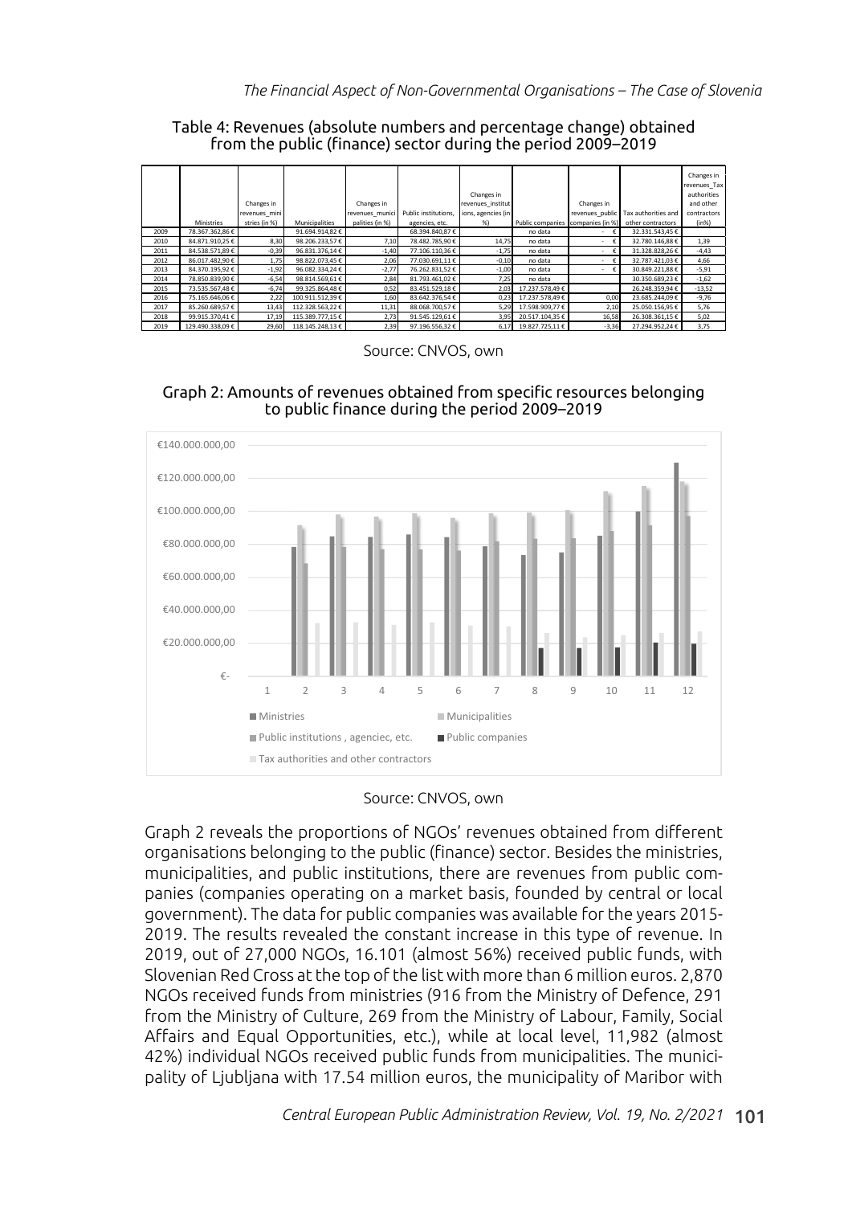Table 4: Revenues (absolute numbers and percentage change) obtained from the public (finance) sector during the period 2009–2019

| | Ministries | Changes in revenues_ministries (in %) | Municipalities | Changes in revenues_municipalities (in %) | Public institutions, agencies, etc. | Changes in revenues_institutions, agencies (in %) | Public companies | Changes in revenues_public companies (in %) | Tax authorities and other contractors | Changes in revenues_Tax authorities and other contractors (in%) |
|---|---|---|---|---|---|---|---|---|---|---|
| 2009 | 78.367.362,86 € | | 91.694.914,82 € | | 68.394.840,87 € | | no data | - € | 32.331.543,45 € | |
| 2010 | 84.871.910,25 € | 8,30 | 98.206.233,57 € | 7,10 | 78.482.785,90 € | 14,75 | no data | - € | 32.780.146,88 € | 1,39 |
| 2011 | 84.538.571,89 € | -0,39 | 96.831.376,14 € | -1,40 | 77.106.110,36 € | -1,75 | no data | - € | 31.328.828,26 € | -4,43 |
| 2012 | 86.017.482,90 € | 1,75 | 98.822.073,45 € | 2,06 | 77.030.691,11 € | -0,10 | no data | - € | 32.787.421,03 € | 4,66 |
| 2013 | 84.370.195,92 € | -1,92 | 96.082.334,24 € | -2,77 | 76.262.831,52 € | -1,00 | no data | - € | 30.849.221,88 € | -5,91 |
| 2014 | 78.850.839,90 € | -6,54 | 98.814.569,61 € | 2,84 | 81.793.461,02 € | 7,25 | no data | | 30.350.689,23 € | -1,62 |
| 2015 | 73.535.567,48 € | -6,74 | 99.325.864,48 € | 0,52 | 83.451.529,18 € | 2,03 | 17.237.578,49 € | | 26.248.359,94 € | -13,52 |
| 2016 | 75.165.646,06 € | 2,22 | 100.911.512,39 € | 1,60 | 83.642.376,54 € | 0,23 | 17.237.578,49 € | 0,00 | 23.685.244,09 € | -9,76 |
| 2017 | 85.260.689,57 € | 13,43 | 112.328.563,22 € | 11,31 | 88.068.700,57 € | 5,29 | 17.598.909,77 € | 2,10 | 25.050.156,95 € | 5,76 |
| 2018 | 99.915.370,41 € | 17,19 | 115.389.777,15 € | 2,73 | 91.545.129,61 € | 3,95 | 20.517.104,35 € | 16,58 | 26.308.361,15 € | 5,02 |
| 2019 | 129.490.338,09 € | 29,60 | 118.145.248,13 € | 2,39 | 97.196.556,32 € | 6,17 | 19.827.725,11 € | -3,36 | 27.294.952,24 € | 3,75 |

Source: CNVOS, own

Graph 2: Amounts of revenues obtained from specific resources belonging to public finance during the period 2009–2019

Source: CNVOS, own

Graph 2 reveals the proportions of NGOs' revenues obtained from different organisations belonging to the public (finance) sector. Besides the ministries, municipalities, and public institutions, there are revenues from public companies (companies operating on a market basis, founded by central or local government). The data for public companies was available for the years 2015-2019. The results revealed the constant increase in this type of revenue. In 2019, out of 27,000 NGOs, 16.101 (almost 56%) received public funds, with Slovenian Red Cross at the top of the list with more than 6 million euros. 2,870 NGOs received funds from ministries (916 from the Ministry of Defence, 291 from the Ministry of Culture, 269 from the Ministry of Labour, Family, Social Affairs and Equal Opportunities, etc.), while at local level, 11,982 (almost 42%) individual NGOs received public funds from municipalities. The municipality of Ljubljana with 17.54 million euros, the municipality of Maribor with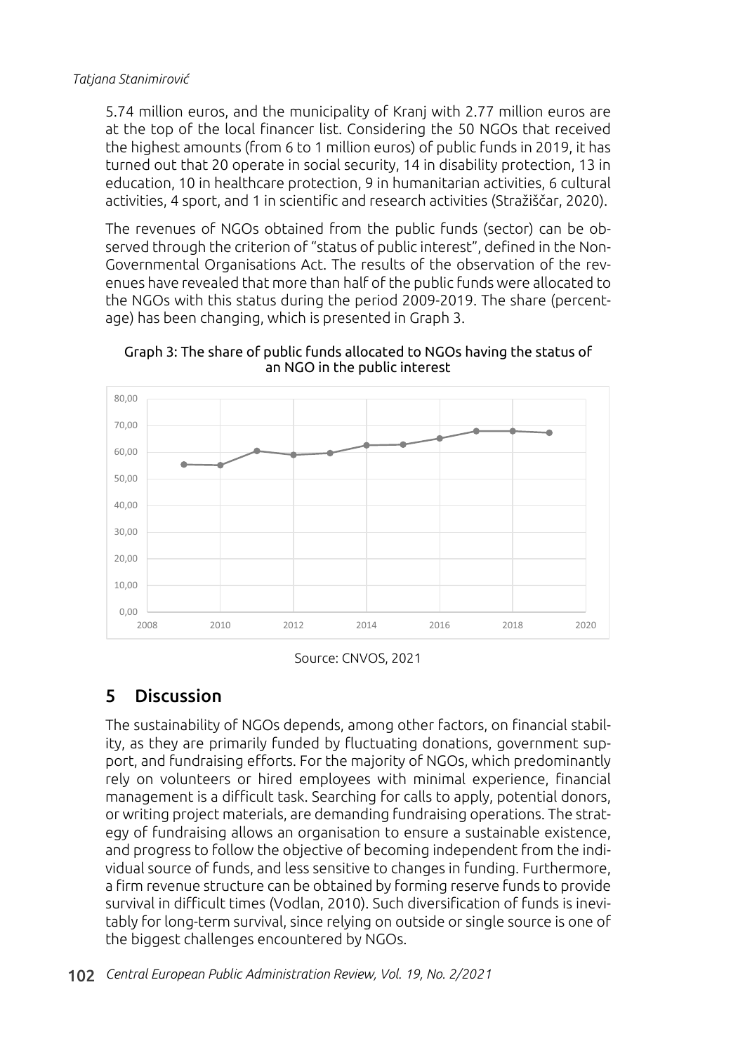5.74 million euros, and the municipality of Kranj with 2.77 million euros are at the top of the local financer list. Considering the 50 NGOs that received the highest amounts (from 6 to 1 million euros) of public funds in 2019, it has turned out that 20 operate in social security, 14 in disability protection, 13 in education, 10 in healthcare protection, 9 in humanitarian activities, 6 cultural activities, 4 sport, and 1 in scientific and research activities (Stražiščar, 2020).

The revenues of NGOs obtained from the public funds (sector) can be observed through the criterion of "status of public interest", defined in the Non-Governmental Organisations Act. The results of the observation of the revenues have revealed that more than half of the public funds were allocated to the NGOs with this status during the period 2009-2019. The share (percentage) has been changing, which is presented in Graph 3.

Graph 3: The share of public funds allocated to NGOs having the status of an NGO in the public interest

Source: CNVOS, 2021

## 5 Discussion

The sustainability of NGOs depends, among other factors, on financial stability, as they are primarily funded by fluctuating donations, government support, and fundraising efforts. For the majority of NGOs, which predominantly rely on volunteers or hired employees with minimal experience, financial management is a difficult task. Searching for calls to apply, potential donors, or writing project materials, are demanding fundraising operations. The strategy of fundraising allows an organisation to ensure a sustainable existence, and progress to follow the objective of becoming independent from the individual source of funds, and less sensitive to changes in funding. Furthermore, a firm revenue structure can be obtained by forming reserve funds to provide survival in difficult times (Vodlan, 2010). Such diversification of funds is inevitably for long-term survival, since relying on outside or single source is one of the biggest challenges encountered by NGOs.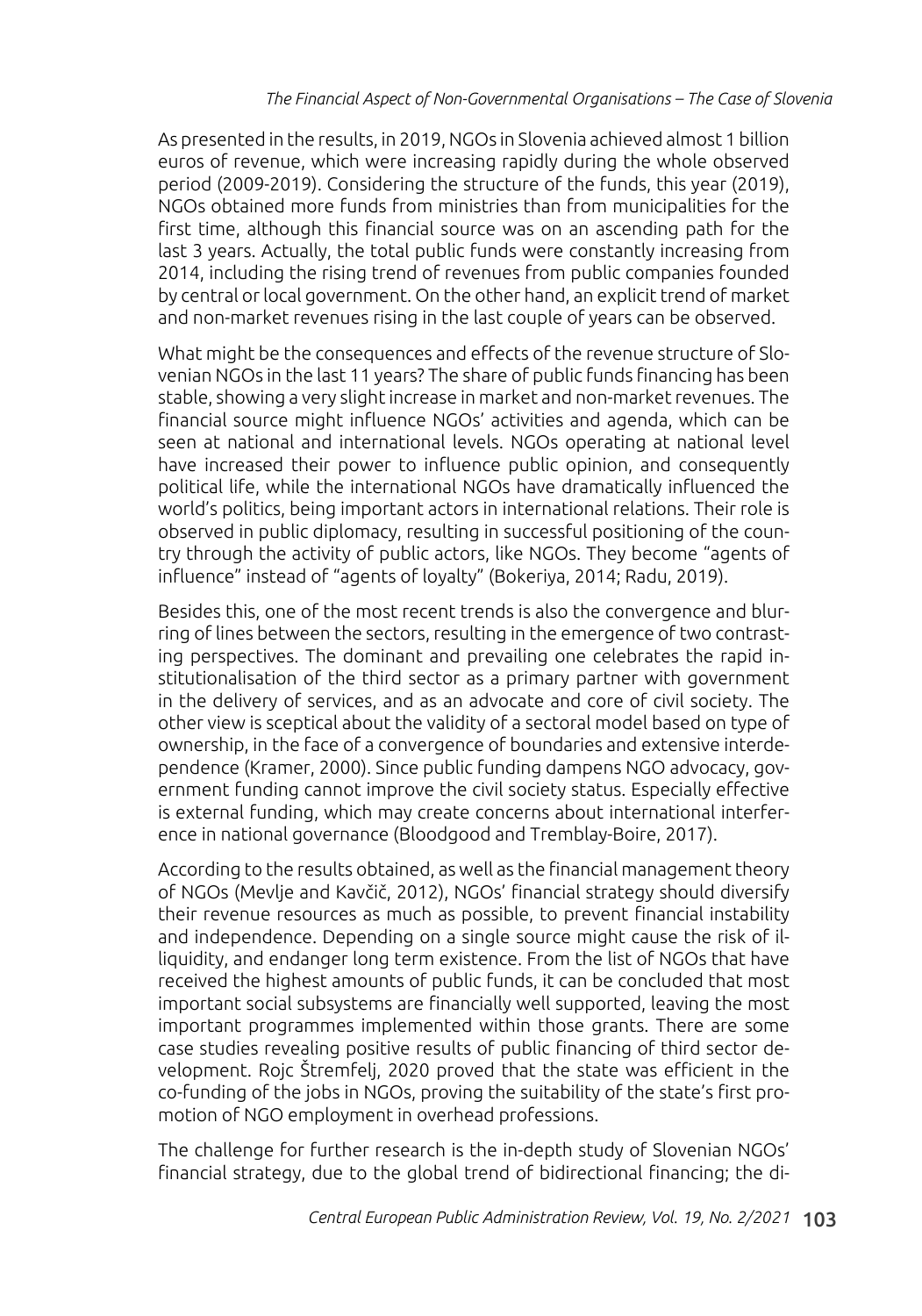As presented in the results, in 2019, NGOs in Slovenia achieved almost 1 billion euros of revenue, which were increasing rapidly during the whole observed period (2009-2019). Considering the structure of the funds, this year (2019), NGOs obtained more funds from ministries than from municipalities for the first time, although this financial source was on an ascending path for the last 3 years. Actually, the total public funds were constantly increasing from 2014, including the rising trend of revenues from public companies founded by central or local government. On the other hand, an explicit trend of market and non-market revenues rising in the last couple of years can be observed.

What might be the consequences and effects of the revenue structure of Slovenian NGOs in the last 11 years? The share of public funds financing has been stable, showing a very slight increase in market and non-market revenues. The financial source might influence NGOs' activities and agenda, which can be seen at national and international levels. NGOs operating at national level have increased their power to influence public opinion, and consequently political life, while the international NGOs have dramatically influenced the world's politics, being important actors in international relations. Their role is observed in public diplomacy, resulting in successful positioning of the country through the activity of public actors, like NGOs. They become "agents of influence" instead of "agents of loyalty" (Bokeriya, 2014; Radu, 2019).

Besides this, one of the most recent trends is also the convergence and blurring of lines between the sectors, resulting in the emergence of two contrasting perspectives. The dominant and prevailing one celebrates the rapid institutionalisation of the third sector as a primary partner with government in the delivery of services, and as an advocate and core of civil society. The other view is sceptical about the validity of a sectoral model based on type of ownership, in the face of a convergence of boundaries and extensive interdependence (Kramer, 2000). Since public funding dampens NGO advocacy, government funding cannot improve the civil society status. Especially effective is external funding, which may create concerns about international interference in national governance (Bloodgood and Tremblay-Boire, 2017).

According to the results obtained, as well as the financial management theory of NGOs (Mevlje and Kavčič, 2012), NGOs' financial strategy should diversify their revenue resources as much as possible, to prevent financial instability and independence. Depending on a single source might cause the risk of illiquidity, and endanger long term existence. From the list of NGOs that have received the highest amounts of public funds, it can be concluded that most important social subsystems are financially well supported, leaving the most important programmes implemented within those grants. There are some case studies revealing positive results of public financing of third sector development. Rojc Štremfelj, 2020 proved that the state was efficient in the co-funding of the jobs in NGOs, proving the suitability of the state's first promotion of NGO employment in overhead professions.

The challenge for further research is the in-depth study of Slovenian NGOs' financial strategy, due to the global trend of bidirectional financing; the di-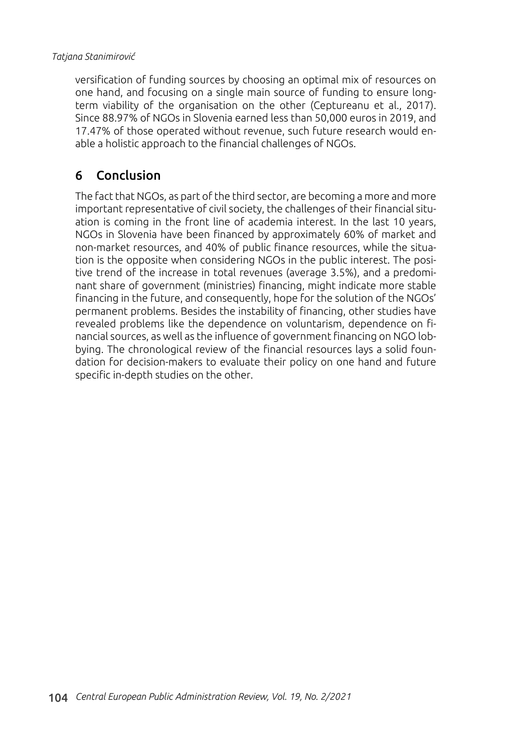versification of funding sources by choosing an optimal mix of resources on one hand, and focusing on a single main source of funding to ensure long-term viability of the organisation on the other (Ceptureanu et al., 2017). Since 88.97% of NGOs in Slovenia earned less than 50,000 euros in 2019, and 17.47% of those operated without revenue, such future research would enable a holistic approach to the financial challenges of NGOs.

## 6 Conclusion

The fact that NGOs, as part of the third sector, are becoming a more and more important representative of civil society, the challenges of their financial situation is coming in the front line of academia interest. In the last 10 years, NGOs in Slovenia have been financed by approximately 60% of market and non-market resources, and 40% of public finance resources, while the situation is the opposite when considering NGOs in the public interest. The positive trend of the increase in total revenues (average 3.5%), and a predominant share of government (ministries) financing, might indicate more stable financing in the future, and consequently, hope for the solution of the NGOs' permanent problems. Besides the instability of financing, other studies have revealed problems like the dependence on voluntarism, dependence on financial sources, as well as the influence of government financing on NGO lobbying. The chronological review of the financial resources lays a solid foundation for decision-makers to evaluate their policy on one hand and future specific in-depth studies on the other.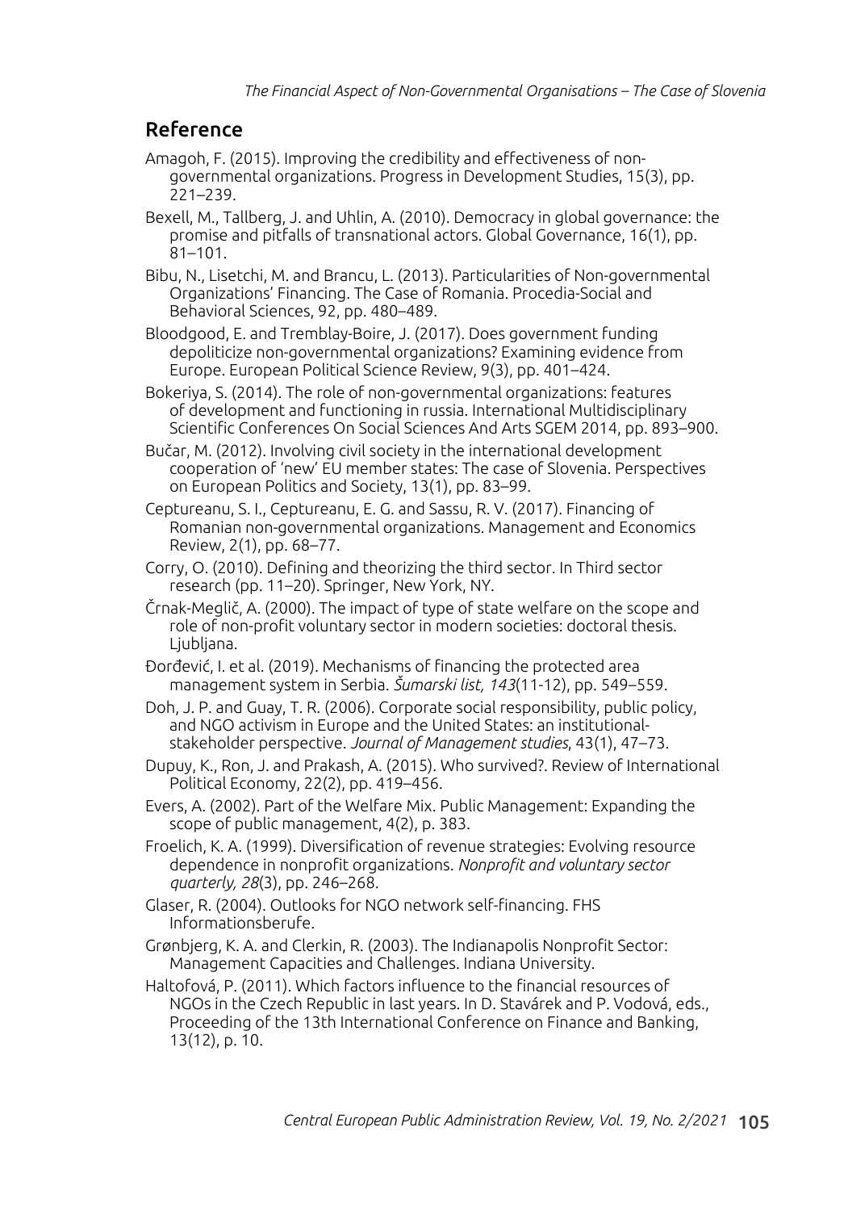## Reference

Amagoh, F. (2015). Improving the credibility and effectiveness of non-governmental organizations. Progress in Development Studies, 15(3), pp. 221–239.

Bexell, M., Tallberg, J. and Uhlin, A. (2010). Democracy in global governance: the promise and pitfalls of transnational actors. Global Governance, 16(1), pp. 81–101.

Bibu, N., Lisetchi, M. and Brancu, L. (2013). Particularities of Non-governmental Organizations' Financing. The Case of Romania. Procedia-Social and Behavioral Sciences, 92, pp. 480–489.

Bloodgood, E. and Tremblay-Boire, J. (2017). Does government funding depoliticize non-governmental organizations? Examining evidence from Europe. European Political Science Review, 9(3), pp. 401–424.

Bokeriya, S. (2014). The role of non-governmental organizations: features of development and functioning in russia. International Multidisciplinary Scientific Conferences On Social Sciences And Arts SGEM 2014, pp. 893–900.

Bučar, M. (2012). Involving civil society in the international development cooperation of 'new' EU member states: The case of Slovenia. Perspectives on European Politics and Society, 13(1), pp. 83–99.

Ceptureanu, S. I., Ceptureanu, E. G. and Sassu, R. V. (2017). Financing of Romanian non-governmental organizations. Management and Economics Review, 2(1), pp. 68–77.

Corry, O. (2010). Defining and theorizing the third sector. In Third sector research (pp. 11–20). Springer, New York, NY.

Črnak-Meglič, A. (2000). The impact of type of state welfare on the scope and role of non-profit voluntary sector in modern societies: doctoral thesis. Ljubljana.

Đorđević, I. et al. (2019). Mechanisms of financing the protected area management system in Serbia. *Šumarski list, 143*(11-12), pp. 549–559.

Doh, J. P. and Guay, T. R. (2006). Corporate social responsibility, public policy, and NGO activism in Europe and the United States: an institutional-stakeholder perspective. *Journal of Management studies*, 43(1), 47–73.

Dupuy, K., Ron, J. and Prakash, A. (2015). Who survived?. Review of International Political Economy, 22(2), pp. 419–456.

Evers, A. (2002). Part of the Welfare Mix. Public Management: Expanding the scope of public management, 4(2), p. 383.

Froelich, K. A. (1999). Diversification of revenue strategies: Evolving resource dependence in nonprofit organizations. *Nonprofit and voluntary sector quarterly, 28*(3), pp. 246–268.

Glaser, R. (2004). Outlooks for NGO network self-financing. FHS Informationsberufe.

Grønbjerg, K. A. and Clerkin, R. (2003). The Indianapolis Nonprofit Sector: Management Capacities and Challenges. Indiana University.

Haltofová, P. (2011). Which factors influence to the financial resources of NGOs in the Czech Republic in last years. In D. Stavárek and P. Vodová, eds., Proceeding of the 13th International Conference on Finance and Banking, 13(12), p. 10.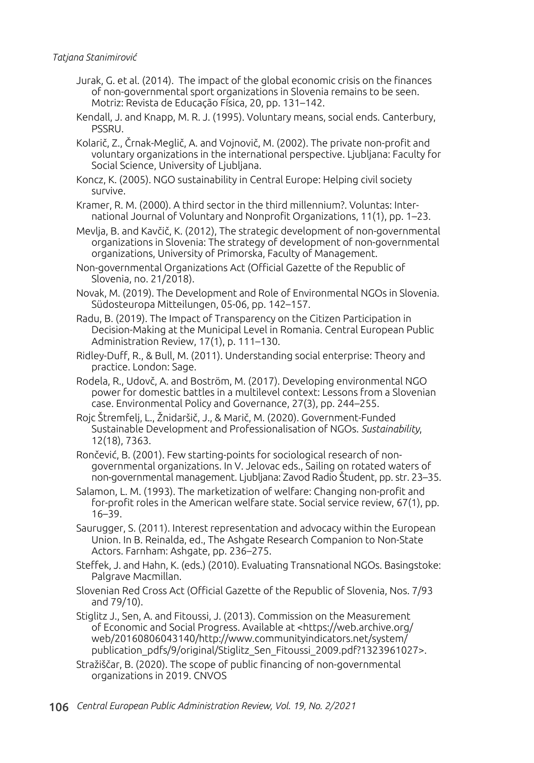Jurak, G. et al. (2014). The impact of the global economic crisis on the finances of non-governmental sport organizations in Slovenia remains to be seen. Motriz: Revista de Educação Física, 20, pp. 131–142.

Kendall, J. and Knapp, M. R. J. (1995). Voluntary means, social ends. Canterbury, PSSRU.

Kolarič, Z., Črnak-Meglič, A. and Vojnovič, M. (2002). The private non-profit and voluntary organizations in the international perspective. Ljubljana: Faculty for Social Science, University of Ljubljana.

Koncz, K. (2005). NGO sustainability in Central Europe: Helping civil society survive.

Kramer, R. M. (2000). A third sector in the third millennium?. Voluntas: International Journal of Voluntary and Nonprofit Organizations, 11(1), pp. 1–23.

Mevlja, B. and Kavčič, K. (2012), The strategic development of non-governmental organizations in Slovenia: The strategy of development of non-governmental organizations, University of Primorska, Faculty of Management.

Non-governmental Organizations Act (Official Gazette of the Republic of Slovenia, no. 21/2018).

Novak, M. (2019). The Development and Role of Environmental NGOs in Slovenia. Südosteuropa Mitteilungen, 05-06, pp. 142–157.

Radu, B. (2019). The Impact of Transparency on the Citizen Participation in Decision-Making at the Municipal Level in Romania. Central European Public Administration Review, 17(1), p. 111–130.

Ridley-Duff, R., & Bull, M. (2011). Understanding social enterprise: Theory and practice. London: Sage.

Rodela, R., Udovč, A. and Boström, M. (2017). Developing environmental NGO power for domestic battles in a multilevel context: Lessons from a Slovenian case. Environmental Policy and Governance, 27(3), pp. 244–255.

Rojc Štremfelj, L., Žnidaršič, J., & Marič, M. (2020). Government-Funded Sustainable Development and Professionalisation of NGOs. *Sustainability*, 12(18), 7363.

Rončević, B. (2001). Few starting-points for sociological research of non-governmental organizations. In V. Jelovac eds., Sailing on rotated waters of non-governmental management. Ljubljana: Zavod Radio Študent, pp. str. 23–35.

Salamon, L. M. (1993). The marketization of welfare: Changing non-profit and for-profit roles in the American welfare state. Social service review, 67(1), pp. 16–39.

Saurugger, S. (2011). Interest representation and advocacy within the European Union. In B. Reinalda, ed., The Ashgate Research Companion to Non-State Actors. Farnham: Ashgate, pp. 236–275.

Steffek, J. and Hahn, K. (eds.) (2010). Evaluating Transnational NGOs. Basingstoke: Palgrave Macmillan.

Slovenian Red Cross Act (Official Gazette of the Republic of Slovenia, Nos. 7/93 and 79/10).

Stiglitz J., Sen, A. and Fitoussi, J. (2013). Commission on the Measurement of Economic and Social Progress. Available at <https://web.archive.org/web/20160806043140/http://www.communityindicators.net/system/publication_pdfs/9/original/Stiglitz_Sen_Fitoussi_2009.pdf?1323961027>.

Stražiščar, B. (2020). The scope of public financing of non-governmental organizations in 2019. CNVOS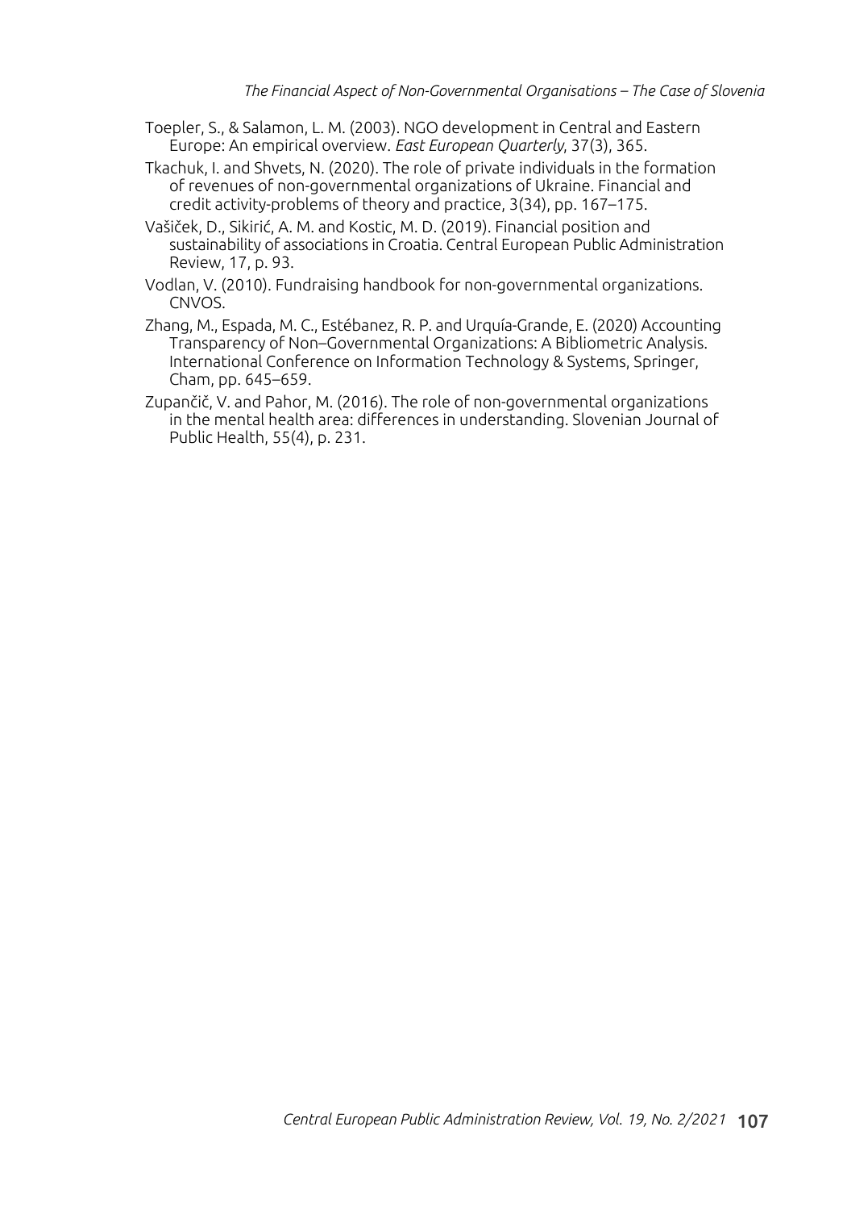Toepler, S., & Salamon, L. M. (2003). NGO development in Central and Eastern Europe: An empirical overview. *East European Quarterly*, 37(3), 365.

Tkachuk, I. and Shvets, N. (2020). The role of private individuals in the formation of revenues of non-governmental organizations of Ukraine. Financial and credit activity-problems of theory and practice, 3(34), pp. 167–175.

Vašiček, D., Sikirić, A. M. and Kostic, M. D. (2019). Financial position and sustainability of associations in Croatia. Central European Public Administration Review, 17, p. 93.

Vodlan, V. (2010). Fundraising handbook for non-governmental organizations. CNVOS.

Zhang, M., Espada, M. C., Estébanez, R. P. and Urquía-Grande, E. (2020) Accounting Transparency of Non–Governmental Organizations: A Bibliometric Analysis. International Conference on Information Technology & Systems, Springer, Cham, pp. 645–659.

Zupančič, V. and Pahor, M. (2016). The role of non-governmental organizations in the mental health area: differences in understanding. Slovenian Journal of Public Health, 55(4), p. 231.